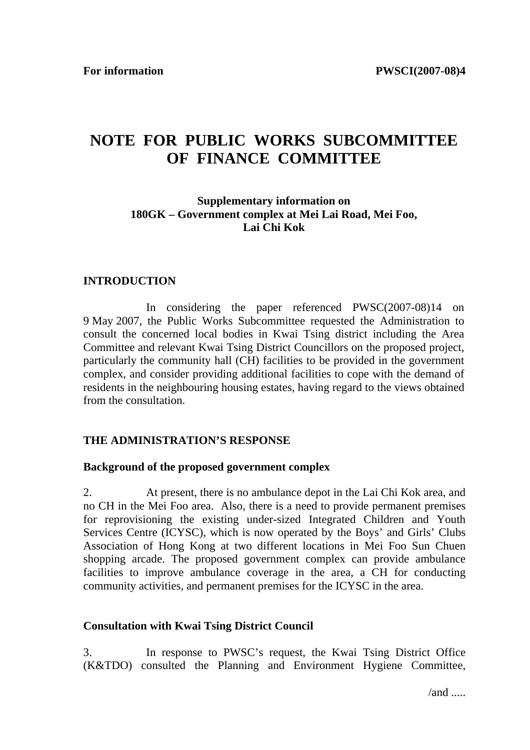**For information** **PWSCI(2007-08)4**

# NOTE FOR PUBLIC WORKS SUBCOMMITTEE OF FINANCE COMMITTEE

**Supplementary information on**
**180GK – Government complex at Mei Lai Road, Mei Foo, Lai Chi Kok**

## INTRODUCTION

In considering the paper referenced PWSC(2007-08)14 on 9 May 2007, the Public Works Subcommittee requested the Administration to consult the concerned local bodies in Kwai Tsing district including the Area Committee and relevant Kwai Tsing District Councillors on the proposed project, particularly the community hall (CH) facilities to be provided in the government complex, and consider providing additional facilities to cope with the demand of residents in the neighbouring housing estates, having regard to the views obtained from the consultation.

## THE ADMINISTRATION'S RESPONSE

### Background of the proposed government complex

2. At present, there is no ambulance depot in the Lai Chi Kok area, and no CH in the Mei Foo area. Also, there is a need to provide permanent premises for reprovisioning the existing under-sized Integrated Children and Youth Services Centre (ICYSC), which is now operated by the Boys' and Girls' Clubs Association of Hong Kong at two different locations in Mei Foo Sun Chuen shopping arcade. The proposed government complex can provide ambulance facilities to improve ambulance coverage in the area, a CH for conducting community activities, and permanent premises for the ICYSC in the area.

### Consultation with Kwai Tsing District Council

3. In response to PWSC's request, the Kwai Tsing District Office (K&TDO) consulted the Planning and Environment Hygiene Committee,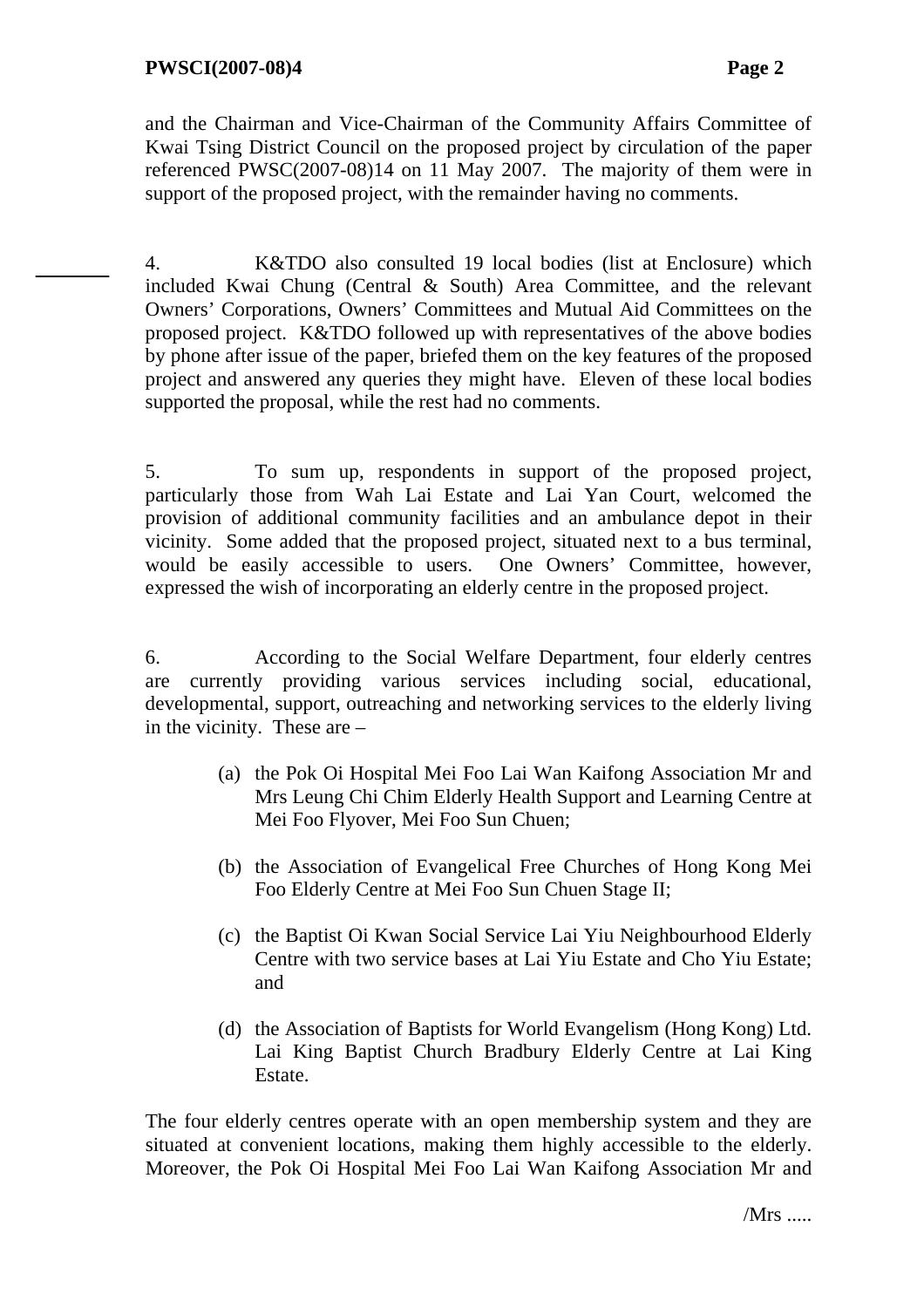and the Chairman and Vice-Chairman of the Community Affairs Committee of Kwai Tsing District Council on the proposed project by circulation of the paper referenced PWSC(2007-08)14 on 11 May 2007. The majority of them were in support of the proposed project, with the remainder having no comments.

4. K&TDO also consulted 19 local bodies (list at Enclosure) which included Kwai Chung (Central & South) Area Committee, and the relevant Owners' Corporations, Owners' Committees and Mutual Aid Committees on the proposed project. K&TDO followed up with representatives of the above bodies by phone after issue of the paper, briefed them on the key features of the proposed project and answered any queries they might have. Eleven of these local bodies supported the proposal, while the rest had no comments.

5. To sum up, respondents in support of the proposed project, particularly those from Wah Lai Estate and Lai Yan Court, welcomed the provision of additional community facilities and an ambulance depot in their vicinity. Some added that the proposed project, situated next to a bus terminal, would be easily accessible to users. One Owners' Committee, however, expressed the wish of incorporating an elderly centre in the proposed project.

6. According to the Social Welfare Department, four elderly centres are currently providing various services including social, educational, developmental, support, outreaching and networking services to the elderly living in the vicinity. These are –

(a) the Pok Oi Hospital Mei Foo Lai Wan Kaifong Association Mr and Mrs Leung Chi Chim Elderly Health Support and Learning Centre at Mei Foo Flyover, Mei Foo Sun Chuen;

(b) the Association of Evangelical Free Churches of Hong Kong Mei Foo Elderly Centre at Mei Foo Sun Chuen Stage II;

(c) the Baptist Oi Kwan Social Service Lai Yiu Neighbourhood Elderly Centre with two service bases at Lai Yiu Estate and Cho Yiu Estate; and

(d) the Association of Baptists for World Evangelism (Hong Kong) Ltd. Lai King Baptist Church Bradbury Elderly Centre at Lai King Estate.

The four elderly centres operate with an open membership system and they are situated at convenient locations, making them highly accessible to the elderly. Moreover, the Pok Oi Hospital Mei Foo Lai Wan Kaifong Association Mr and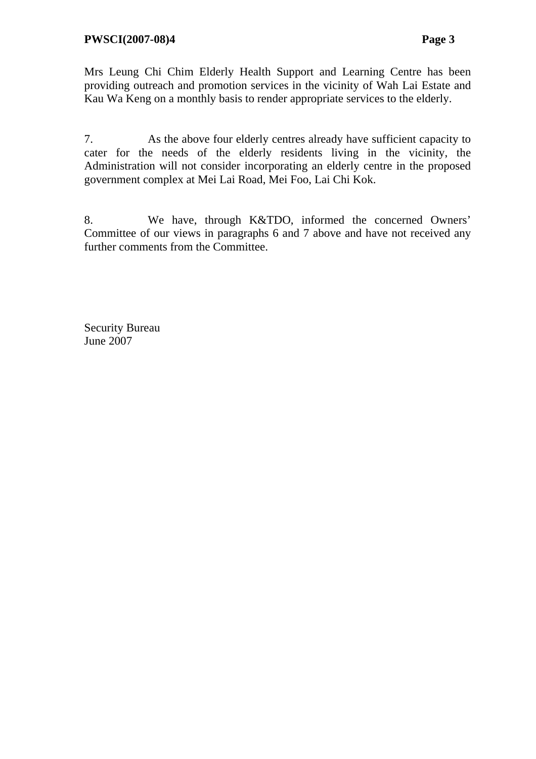Mrs Leung Chi Chim Elderly Health Support and Learning Centre has been providing outreach and promotion services in the vicinity of Wah Lai Estate and Kau Wa Keng on a monthly basis to render appropriate services to the elderly.

7. As the above four elderly centres already have sufficient capacity to cater for the needs of the elderly residents living in the vicinity, the Administration will not consider incorporating an elderly centre in the proposed government complex at Mei Lai Road, Mei Foo, Lai Chi Kok.

8. We have, through K&TDO, informed the concerned Owners' Committee of our views in paragraphs 6 and 7 above and have not received any further comments from the Committee.

Security Bureau
June 2007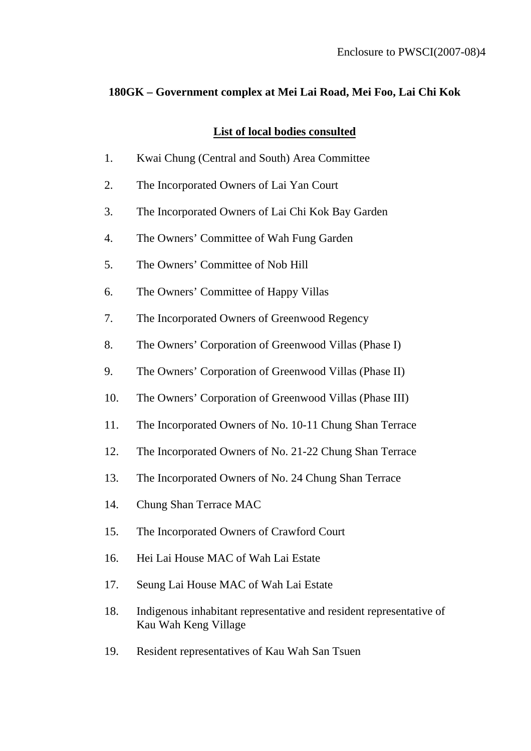Enclosure to PWSCI(2007-08)4

**180GK – Government complex at Mei Lai Road, Mei Foo, Lai Chi Kok**

**List of local bodies consulted**

1. Kwai Chung (Central and South) Area Committee
2. The Incorporated Owners of Lai Yan Court
3. The Incorporated Owners of Lai Chi Kok Bay Garden
4. The Owners' Committee of Wah Fung Garden
5. The Owners' Committee of Nob Hill
6. The Owners' Committee of Happy Villas
7. The Incorporated Owners of Greenwood Regency
8. The Owners' Corporation of Greenwood Villas (Phase I)
9. The Owners' Corporation of Greenwood Villas (Phase II)
10. The Owners' Corporation of Greenwood Villas (Phase III)
11. The Incorporated Owners of No. 10-11 Chung Shan Terrace
12. The Incorporated Owners of No. 21-22 Chung Shan Terrace
13. The Incorporated Owners of No. 24 Chung Shan Terrace
14. Chung Shan Terrace MAC
15. The Incorporated Owners of Crawford Court
16. Hei Lai House MAC of Wah Lai Estate
17. Seung Lai House MAC of Wah Lai Estate
18. Indigenous inhabitant representative and resident representative of Kau Wah Keng Village
19. Resident representatives of Kau Wah San Tsuen